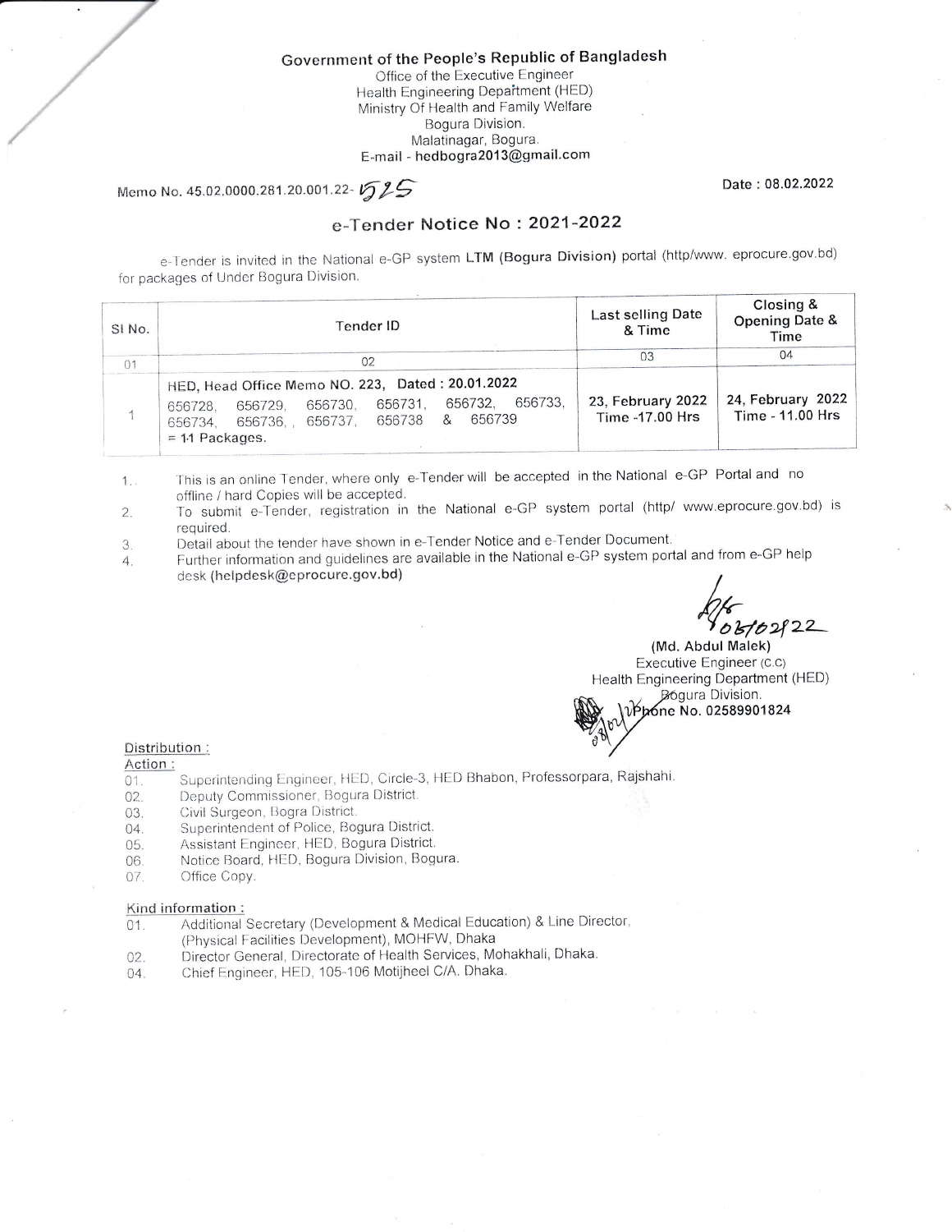**Government of the People's Republic of Bangladesh**

Office of the Executive Engineer
Health Engineering Department (HED)
Ministry Of Health and Family Welfare
Bogura Division.
Malatinagar, Bogura.
E-mail - **hedbogra2013@gmail.com**

Memo No. 45.02.0000.281.20.001.22- 525

Date : 08.02.2022

## e-Tender Notice No : 2021-2022

e-Tender is invited in the National e-GP system **LTM (Bogura Division)** portal (http/www. eprocure.gov.bd) for packages of Under Bogura Division.

| SI No. | Tender ID | Last selling Date & Time | Closing & Opening Date & Time |
|---|---|---|---|
| 01 | 02 | 03 | 04 |
| 1 | **HED, Head Office Memo NO. 223, Dated : 20.01.2022** 656728, 656729, 656730, 656731, 656732, 656733, 656734, 656736, , 656737, 656738 & 656739 = **11 Packages.** | **23, February 2022 Time -17.00 Hrs** | **24, February 2022 Time - 11.00 Hrs** |

1. This is an online Tender, where only e-Tender will be accepted in the National e-GP Portal and no offline / hard Copies will be accepted.
2. To submit e-Tender, registration in the National e-GP system portal (http/ www.eprocure.gov.bd) is required.
3. Detail about the tender have shown in e-Tender Notice and e-Tender Document.
4. Further information and guidelines are available in the National e-GP system portal and from e-GP help desk **(helpdesk@eprocure.gov.bd)**

08/02/22

**(Md. Abdul Malek)**
Executive Engineer (C.C)
Health Engineering Department (HED)
Bogura Division.
**Phone No. 02589901824**

Distribution :

Action :

01. Superintending Engineer, HED, Circle-3, HED Bhabon, Professorpara, Rajshahi.
02. Deputy Commissioner, Bogura District.
03. Civil Surgeon, Bogra District.
04. Superintendent of Police, Bogura District.
05. Assistant Engineer, HED, Bogura District.
06. Notice Board, HED, Bogura Division, Bogura.
07. Office Copy.

Kind information :

01. Additional Secretary (Development & Medical Education) & Line Director, (Physical Facilities Development), MOHFW, Dhaka
02. Director General, Directorate of Health Services, Mohakhali, Dhaka.
04. Chief Engineer, HED, 105-106 Motijheel C/A. Dhaka.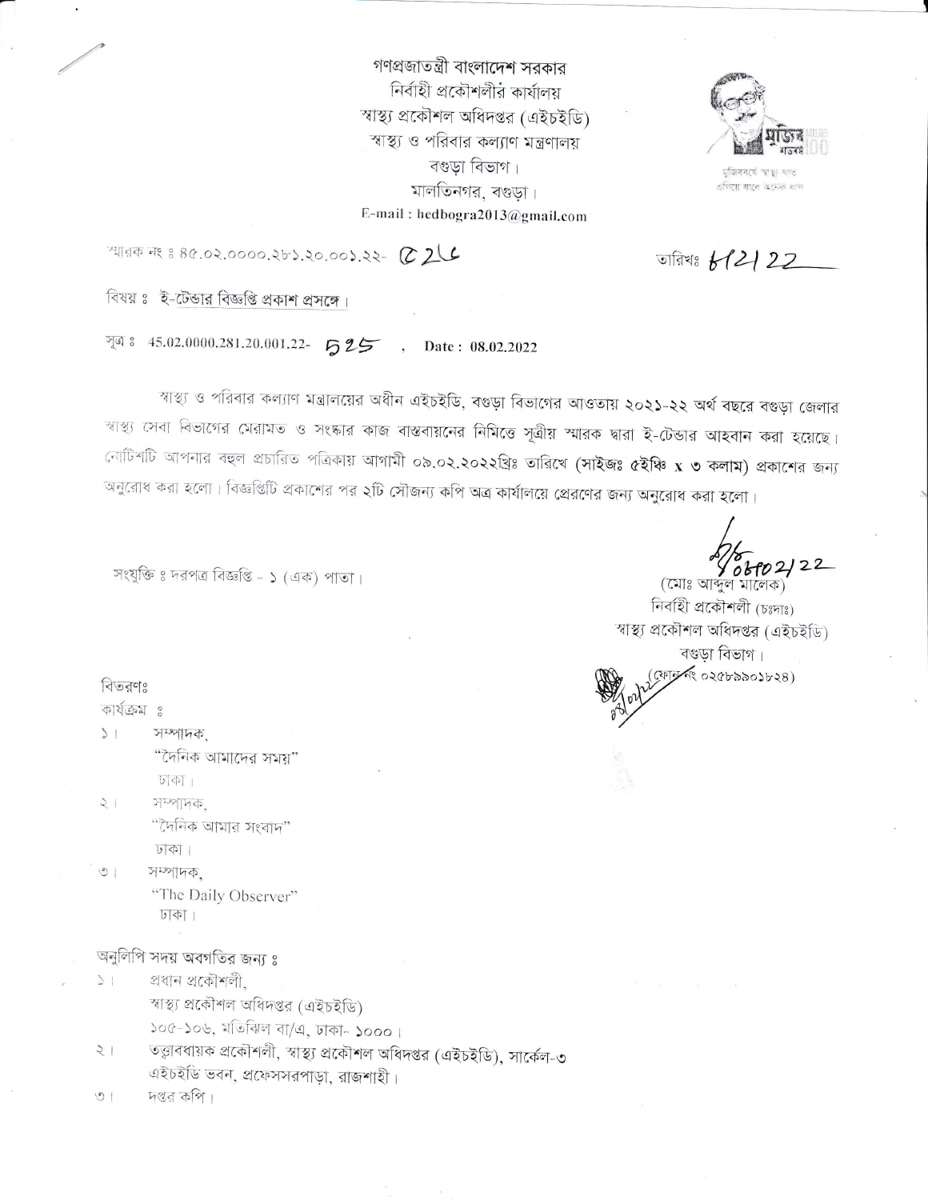গণপ্রজাতন্ত্রী বাংলাদেশ সরকার
নির্বাহী প্রকৌশলীর কার্যালয়
স্বাস্থ্য প্রকৌশল অধিদপ্তর (এইচইডি)
স্বাস্থ্য ও পরিবার কল্যাণ মন্ত্রণালয়
বগুড়া বিভাগ।
মালতিনগর, বগুড়া।
E-mail : hedbogra2013@gmail.com

মুজিব শতবর্ষ

স্মারক নং ঃ ৪৫.০২.০০০০.২৮১.২০.০০১.২২- ৫২৬

তারিখঃ ৮/২/২২

বিষয় ঃ ই-টেন্ডার বিজ্ঞপ্তি প্রকাশ প্রসঙ্গে।

সূত্র ঃ 45.02.0000.281.20.001.22- 525 , Date : 08.02.2022

স্বাস্থ্য ও পরিবার কল্যাণ মন্ত্রণালয়ের অধীন এইচইডি, বগুড়া বিভাগের আওতায় ২০২১-২২ অর্থ বছরে বগুড়া জেলার স্বাস্থ্য সেবা বিভাগের মেরামত ও সংস্কার কাজ বাস্তবায়নের নিমিত্তে সূত্রীয় স্মারক দ্বারা ই-টেন্ডার আহবান করা হয়েছে। নোটিশটি আপনার বহুল প্রচারিত পত্রিকায় আগামী ০৯.০২.২০২২খ্রিঃ তারিখে **(সাইজঃ ৫ইঞ্চি x ৩ কলাম)** প্রকাশের জন্য অনুরোধ করা হলো। বিজ্ঞপ্তিটি প্রকাশের পর ২টি সৌজন্য কপি অত্র কার্যালয়ে প্রেরণের জন্য অনুরোধ করা হলো।

সংযুক্তি ঃ দরপত্র বিজ্ঞপ্তি - ১ (এক) পাতা।

08/02/22
(মোঃ আব্দুল মালেক)
নির্বাহী প্রকৌশলী (চঃদাঃ)
স্বাস্থ্য প্রকৌশল অধিদপ্তর (এইচইডি)
বগুড়া বিভাগ।
(ফোন নং ০২৫৮৯৯০১৮২৪)

বিতরণঃ
কার্যক্রম ঃ

১। সম্পাদক,
"দৈনিক আমাদের সময়"
ঢাকা।

২। সম্পাদক,
"দৈনিক আমার সংবাদ"
ঢাকা।

৩। সম্পাদক,
"The Daily Observer"
ঢাকা।

অনুলিপি সদয় অবগতির জন্য ঃ

১। প্রধান প্রকৌশলী,
স্বাস্থ্য প্রকৌশল অধিদপ্তর (এইচইডি)
১০৫-১০৬, মতিঝিল বা/এ, ঢাকা- ১০০০।

২। তত্ত্বাবধায়ক প্রকৌশলী, স্বাস্থ্য প্রকৌশল অধিদপ্তর (এইচইডি), সার্কেল-৩
এইচইডি ভবন, প্রফেসরপাড়া, রাজশাহী।

৩। দপ্তর কপি।